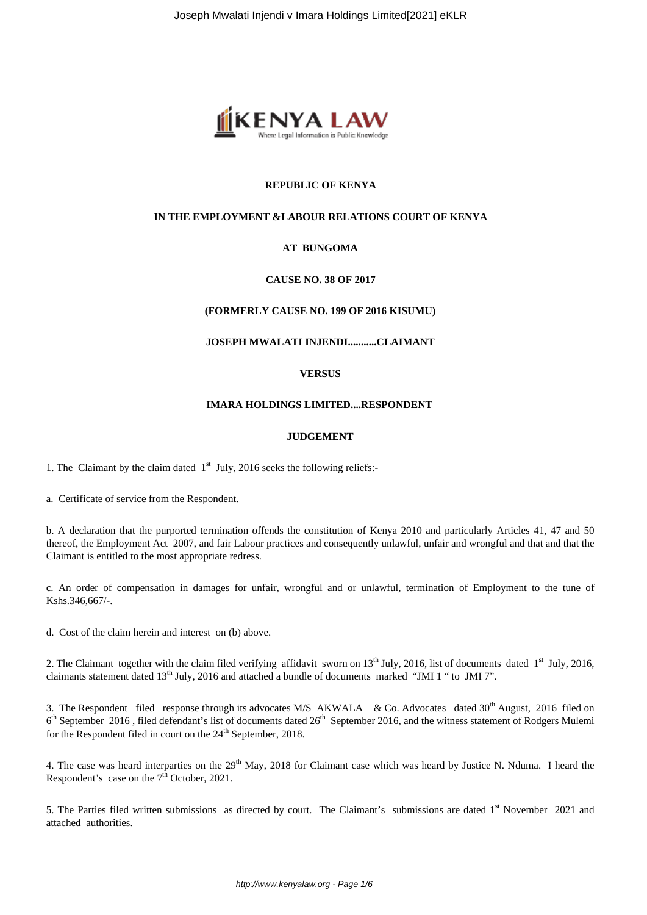**REPUBLIC OF KENYA**

**IN THE EMPLOYMENT &LABOUR RELATIONS COURT OF KENYA**

**AT BUNGOMA**

**CAUSE NO. 38 OF 2017**

**(FORMERLY CAUSE NO. 199 OF 2016 KISUMU)**

**JOSEPH MWALATI INJENDI...........CLAIMANT**

**VERSUS**

**IMARA HOLDINGS LIMITED....RESPONDENT**

**JUDGEMENT**

1. The Claimant by the claim dated 1st July, 2016 seeks the following reliefs:-

a. Certificate of service from the Respondent.

b. A declaration that the purported termination offends the constitution of Kenya 2010 and particularly Articles 41, 47 and 50 thereof, the Employment Act 2007, and fair Labour practices and consequently unlawful, unfair and wrongful and that and that the Claimant is entitled to the most appropriate redress.

c. An order of compensation in damages for unfair, wrongful and or unlawful, termination of Employment to the tune of Kshs.346,667/-.

d. Cost of the claim herein and interest on (b) above.

2. The Claimant together with the claim filed verifying affidavit sworn on 13th July, 2016, list of documents dated 1st July, 2016, claimants statement dated 13th July, 2016 and attached a bundle of documents marked "JMI 1 " to JMI 7".

3. The Respondent filed response through its advocates M/S AKWALA & Co. Advocates dated 30th August, 2016 filed on 6th September 2016 , filed defendant's list of documents dated 26th September 2016, and the witness statement of Rodgers Mulemi for the Respondent filed in court on the 24th September, 2018.

4. The case was heard interparties on the 29th May, 2018 for Claimant case which was heard by Justice N. Nduma. I heard the Respondent's case on the 7th October, 2021.

5. The Parties filed written submissions as directed by court. The Claimant's submissions are dated 1st November 2021 and attached authorities.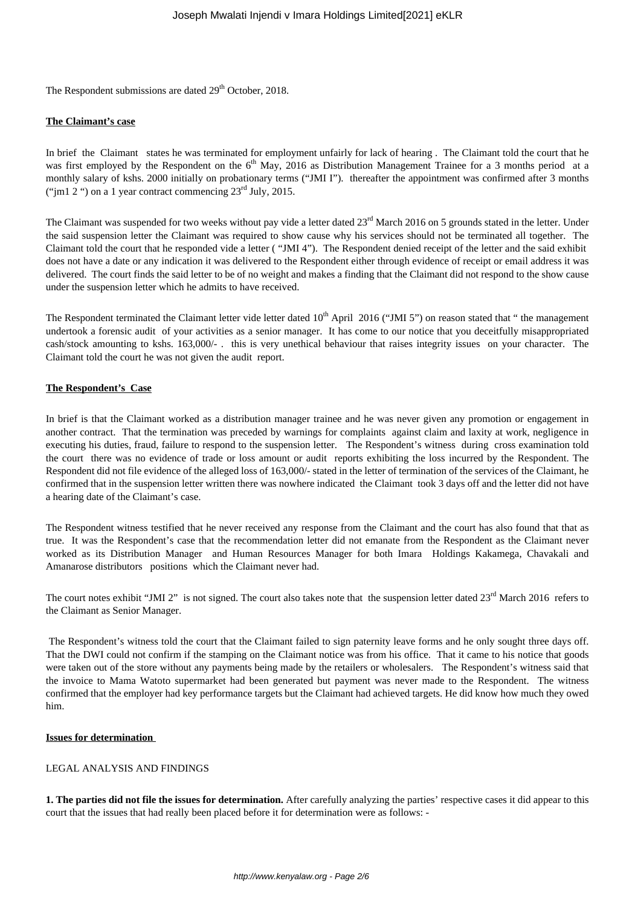The Respondent submissions are dated 29th October, 2018.

**The Claimant's case**

In brief the Claimant states he was terminated for employment unfairly for lack of hearing . The Claimant told the court that he was first employed by the Respondent on the 6th May, 2016 as Distribution Management Trainee for a 3 months period at a monthly salary of kshs. 2000 initially on probationary terms ("JMI I"). thereafter the appointment was confirmed after 3 months ("jm1 2 ") on a 1 year contract commencing 23rd July, 2015.

The Claimant was suspended for two weeks without pay vide a letter dated 23rd March 2016 on 5 grounds stated in the letter. Under the said suspension letter the Claimant was required to show cause why his services should not be terminated all together. The Claimant told the court that he responded vide a letter ( "JMI 4"). The Respondent denied receipt of the letter and the said exhibit does not have a date or any indication it was delivered to the Respondent either through evidence of receipt or email address it was delivered. The court finds the said letter to be of no weight and makes a finding that the Claimant did not respond to the show cause under the suspension letter which he admits to have received.

The Respondent terminated the Claimant letter vide letter dated 10th April 2016 ("JMI 5") on reason stated that " the management undertook a forensic audit of your activities as a senior manager. It has come to our notice that you deceitfully misappropriated cash/stock amounting to kshs. 163,000/- . this is very unethical behaviour that raises integrity issues on your character. The Claimant told the court he was not given the audit report.

**The Respondent's Case**

In brief is that the Claimant worked as a distribution manager trainee and he was never given any promotion or engagement in another contract. That the termination was preceded by warnings for complaints against claim and laxity at work, negligence in executing his duties, fraud, failure to respond to the suspension letter. The Respondent's witness during cross examination told the court there was no evidence of trade or loss amount or audit reports exhibiting the loss incurred by the Respondent. The Respondent did not file evidence of the alleged loss of 163,000/- stated in the letter of termination of the services of the Claimant, he confirmed that in the suspension letter written there was nowhere indicated the Claimant took 3 days off and the letter did not have a hearing date of the Claimant's case.

The Respondent witness testified that he never received any response from the Claimant and the court has also found that that as true. It was the Respondent's case that the recommendation letter did not emanate from the Respondent as the Claimant never worked as its Distribution Manager and Human Resources Manager for both Imara Holdings Kakamega, Chavakali and Amanarose distributors positions which the Claimant never had.

The court notes exhibit "JMI 2" is not signed. The court also takes note that the suspension letter dated 23rd March 2016 refers to the Claimant as Senior Manager.

The Respondent's witness told the court that the Claimant failed to sign paternity leave forms and he only sought three days off. That the DWI could not confirm if the stamping on the Claimant notice was from his office. That it came to his notice that goods were taken out of the store without any payments being made by the retailers or wholesalers. The Respondent's witness said that the invoice to Mama Watoto supermarket had been generated but payment was never made to the Respondent. The witness confirmed that the employer had key performance targets but the Claimant had achieved targets. He did know how much they owed him.

**Issues for determination**

LEGAL ANALYSIS AND FINDINGS

**1. The parties did not file the issues for determination.** After carefully analyzing the parties' respective cases it did appear to this court that the issues that had really been placed before it for determination were as follows: -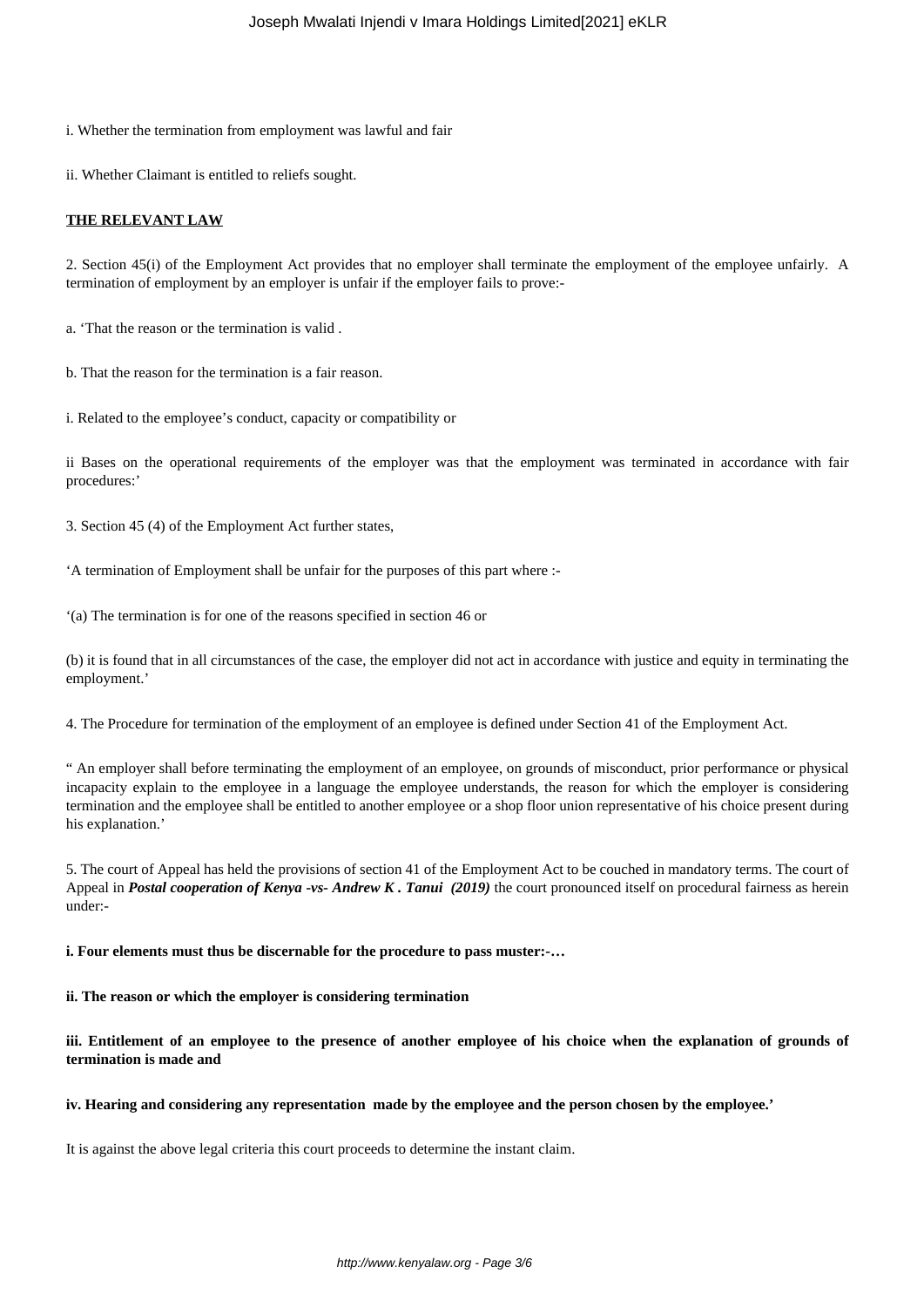i. Whether the termination from employment was lawful and fair

ii. Whether Claimant is entitled to reliefs sought.

**THE RELEVANT LAW**

2. Section 45(i) of the Employment Act provides that no employer shall terminate the employment of the employee unfairly. A termination of employment by an employer is unfair if the employer fails to prove:-

a. 'That the reason or the termination is valid .

b. That the reason for the termination is a fair reason.

i. Related to the employee's conduct, capacity or compatibility or

ii Bases on the operational requirements of the employer was that the employment was terminated in accordance with fair procedures:'

3. Section 45 (4) of the Employment Act further states,

'A termination of Employment shall be unfair for the purposes of this part where :-

'(a) The termination is for one of the reasons specified in section 46 or

(b) it is found that in all circumstances of the case, the employer did not act in accordance with justice and equity in terminating the employment.'

4. The Procedure for termination of the employment of an employee is defined under Section 41 of the Employment Act.

" An employer shall before terminating the employment of an employee, on grounds of misconduct, prior performance or physical incapacity explain to the employee in a language the employee understands, the reason for which the employer is considering termination and the employee shall be entitled to another employee or a shop floor union representative of his choice present during his explanation.'

5. The court of Appeal has held the provisions of section 41 of the Employment Act to be couched in mandatory terms. The court of Appeal in ***Postal cooperation of Kenya -vs- Andrew K . Tanui (2019)*** the court pronounced itself on procedural fairness as herein under:-

**i. Four elements must thus be discernable for the procedure to pass muster:-…**

**ii. The reason or which the employer is considering termination**

**iii. Entitlement of an employee to the presence of another employee of his choice when the explanation of grounds of termination is made and**

**iv. Hearing and considering any representation made by the employee and the person chosen by the employee.'**

It is against the above legal criteria this court proceeds to determine the instant claim.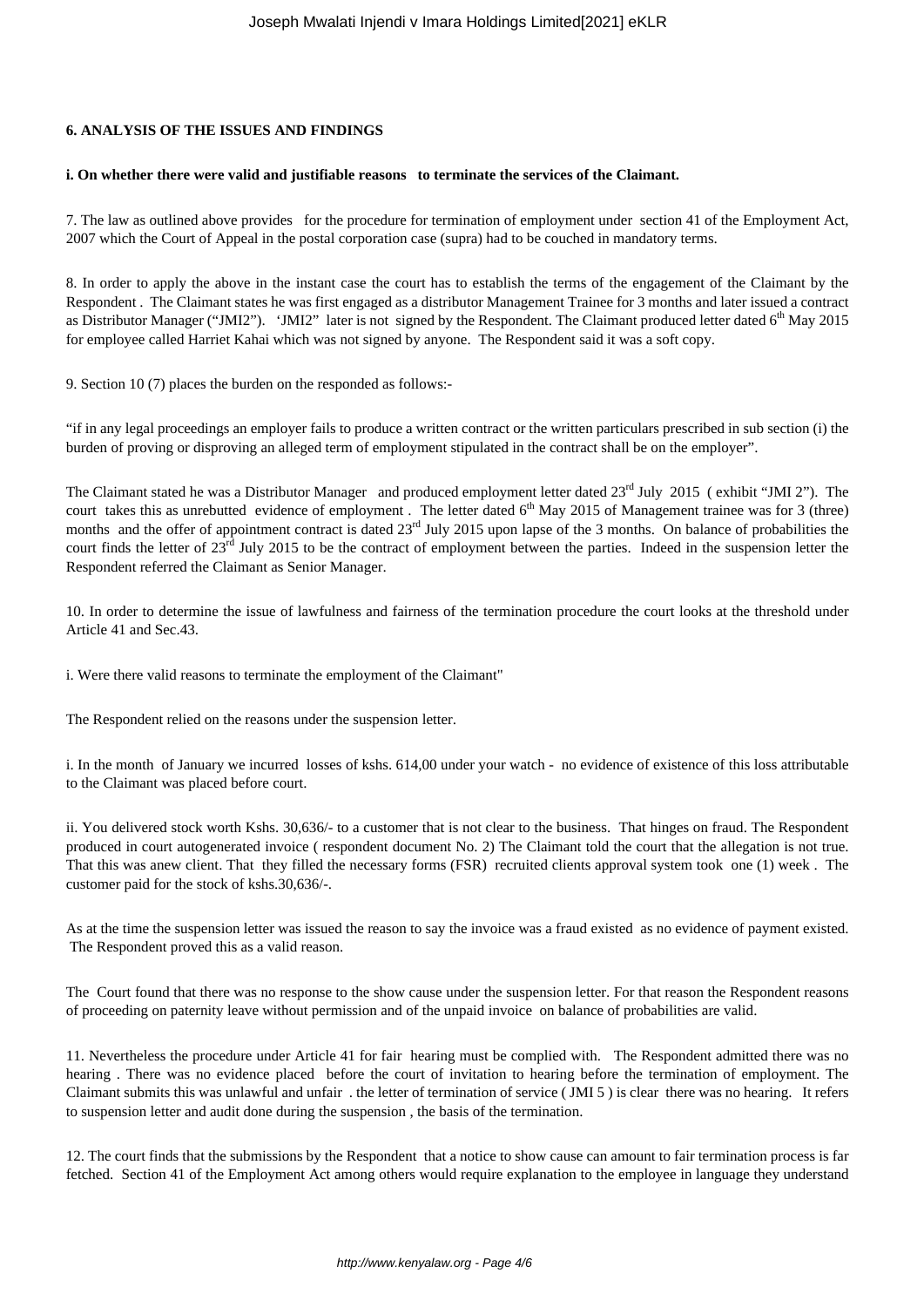**6. ANALYSIS OF THE ISSUES AND FINDINGS**

**i. On whether there were valid and justifiable reasons to terminate the services of the Claimant.**

7. The law as outlined above provides for the procedure for termination of employment under section 41 of the Employment Act, 2007 which the Court of Appeal in the postal corporation case (supra) had to be couched in mandatory terms.

8. In order to apply the above in the instant case the court has to establish the terms of the engagement of the Claimant by the Respondent . The Claimant states he was first engaged as a distributor Management Trainee for 3 months and later issued a contract as Distributor Manager ("JMI2"). 'JMI2" later is not signed by the Respondent. The Claimant produced letter dated 6th May 2015 for employee called Harriet Kahai which was not signed by anyone. The Respondent said it was a soft copy.

9. Section 10 (7) places the burden on the responded as follows:-

"if in any legal proceedings an employer fails to produce a written contract or the written particulars prescribed in sub section (i) the burden of proving or disproving an alleged term of employment stipulated in the contract shall be on the employer".

The Claimant stated he was a Distributor Manager and produced employment letter dated 23rd July 2015 ( exhibit "JMI 2"). The court takes this as unrebutted evidence of employment . The letter dated 6th May 2015 of Management trainee was for 3 (three) months and the offer of appointment contract is dated 23rd July 2015 upon lapse of the 3 months. On balance of probabilities the court finds the letter of 23rd July 2015 to be the contract of employment between the parties. Indeed in the suspension letter the Respondent referred the Claimant as Senior Manager.

10. In order to determine the issue of lawfulness and fairness of the termination procedure the court looks at the threshold under Article 41 and Sec.43.

i. Were there valid reasons to terminate the employment of the Claimant"

The Respondent relied on the reasons under the suspension letter.

i. In the month of January we incurred losses of kshs. 614,00 under your watch - no evidence of existence of this loss attributable to the Claimant was placed before court.

ii. You delivered stock worth Kshs. 30,636/- to a customer that is not clear to the business. That hinges on fraud. The Respondent produced in court autogenerated invoice ( respondent document No. 2) The Claimant told the court that the allegation is not true. That this was anew client. That they filled the necessary forms (FSR) recruited clients approval system took one (1) week . The customer paid for the stock of kshs.30,636/-.

As at the time the suspension letter was issued the reason to say the invoice was a fraud existed as no evidence of payment existed. The Respondent proved this as a valid reason.

The Court found that there was no response to the show cause under the suspension letter. For that reason the Respondent reasons of proceeding on paternity leave without permission and of the unpaid invoice on balance of probabilities are valid.

11. Nevertheless the procedure under Article 41 for fair hearing must be complied with. The Respondent admitted there was no hearing . There was no evidence placed before the court of invitation to hearing before the termination of employment. The Claimant submits this was unlawful and unfair . the letter of termination of service ( JMI 5 ) is clear there was no hearing. It refers to suspension letter and audit done during the suspension , the basis of the termination.

12. The court finds that the submissions by the Respondent that a notice to show cause can amount to fair termination process is far fetched. Section 41 of the Employment Act among others would require explanation to the employee in language they understand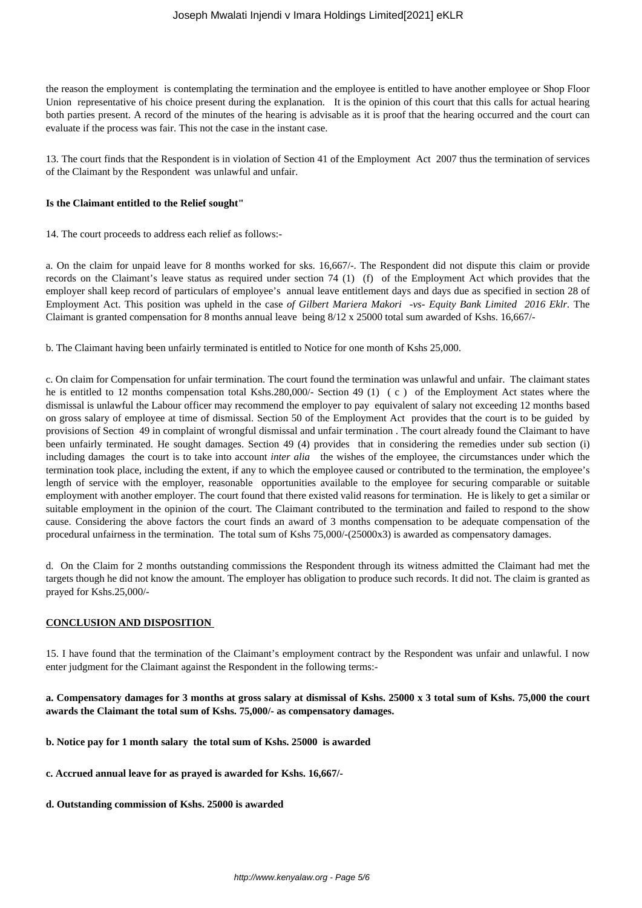the reason the employment is contemplating the termination and the employee is entitled to have another employee or Shop Floor Union representative of his choice present during the explanation. It is the opinion of this court that this calls for actual hearing both parties present. A record of the minutes of the hearing is advisable as it is proof that the hearing occurred and the court can evaluate if the process was fair. This not the case in the instant case.

13. The court finds that the Respondent is in violation of Section 41 of the Employment Act 2007 thus the termination of services of the Claimant by the Respondent was unlawful and unfair.

**Is the Claimant entitled to the Relief sought"**

14. The court proceeds to address each relief as follows:-

a. On the claim for unpaid leave for 8 months worked for sks. 16,667/-. The Respondent did not dispute this claim or provide records on the Claimant's leave status as required under section 74 (1) (f) of the Employment Act which provides that the employer shall keep record of particulars of employee's annual leave entitlement days and days due as specified in section 28 of Employment Act. This position was upheld in the case *of Gilbert Mariera Makori -vs- Equity Bank Limited 2016 Eklr*. The Claimant is granted compensation for 8 months annual leave being 8/12 x 25000 total sum awarded of Kshs. 16,667/-

b. The Claimant having been unfairly terminated is entitled to Notice for one month of Kshs 25,000.

c. On claim for Compensation for unfair termination. The court found the termination was unlawful and unfair. The claimant states he is entitled to 12 months compensation total Kshs.280,000/- Section 49 (1) ( c ) of the Employment Act states where the dismissal is unlawful the Labour officer may recommend the employer to pay equivalent of salary not exceeding 12 months based on gross salary of employee at time of dismissal. Section 50 of the Employment Act provides that the court is to be guided by provisions of Section 49 in complaint of wrongful dismissal and unfair termination . The court already found the Claimant to have been unfairly terminated. He sought damages. Section 49 (4) provides that in considering the remedies under sub section (i) including damages the court is to take into account *inter alia* the wishes of the employee, the circumstances under which the termination took place, including the extent, if any to which the employee caused or contributed to the termination, the employee's length of service with the employer, reasonable opportunities available to the employee for securing comparable or suitable employment with another employer. The court found that there existed valid reasons for termination. He is likely to get a similar or suitable employment in the opinion of the court. The Claimant contributed to the termination and failed to respond to the show cause. Considering the above factors the court finds an award of 3 months compensation to be adequate compensation of the procedural unfairness in the termination. The total sum of Kshs 75,000/-(25000x3) is awarded as compensatory damages.

d. On the Claim for 2 months outstanding commissions the Respondent through its witness admitted the Claimant had met the targets though he did not know the amount. The employer has obligation to produce such records. It did not. The claim is granted as prayed for Kshs.25,000/-

**CONCLUSION AND DISPOSITION**

15. I have found that the termination of the Claimant's employment contract by the Respondent was unfair and unlawful. I now enter judgment for the Claimant against the Respondent in the following terms:-

**a. Compensatory damages for 3 months at gross salary at dismissal of Kshs. 25000 x 3 total sum of Kshs. 75,000 the court awards the Claimant the total sum of Kshs. 75,000/- as compensatory damages.**

**b. Notice pay for 1 month salary the total sum of Kshs. 25000 is awarded**

**c. Accrued annual leave for as prayed is awarded for Kshs. 16,667/-**

**d. Outstanding commission of Kshs. 25000 is awarded**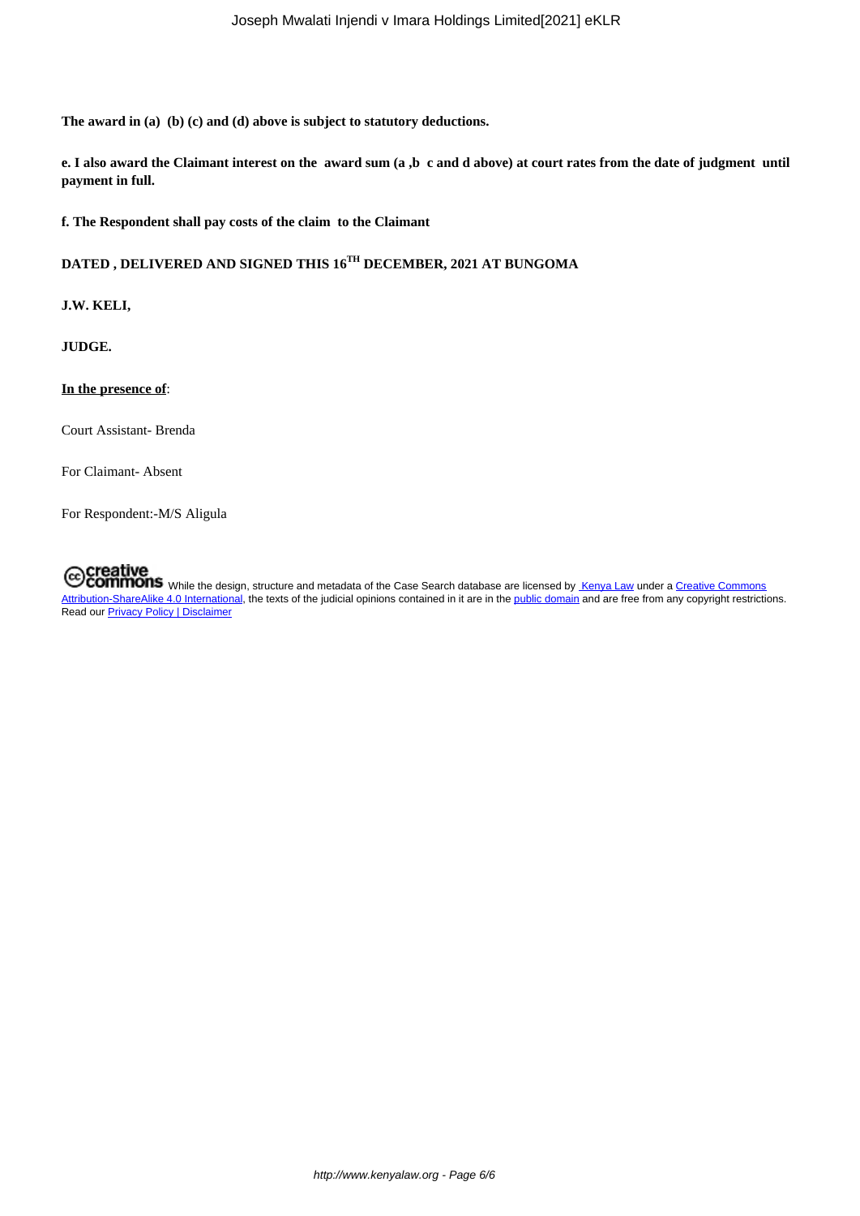**The award in (a) (b) (c) and (d) above is subject to statutory deductions.**

**e. I also award the Claimant interest on the award sum (a ,b c and d above) at court rates from the date of judgment until payment in full.**

**f. The Respondent shall pay costs of the claim to the Claimant**

**DATED , DELIVERED AND SIGNED THIS 16TH DECEMBER, 2021 AT BUNGOMA**

**J.W. KELI,**

**JUDGE.**

**In the presence of**:

Court Assistant- Brenda

For Claimant- Absent

For Respondent:-M/S Aligula

While the design, structure and metadata of the Case Search database are licensed by Kenya Law under a Creative Commons Attribution-ShareAlike 4.0 International, the texts of the judicial opinions contained in it are in the public domain and are free from any copyright restrictions. Read our Privacy Policy | Disclaimer